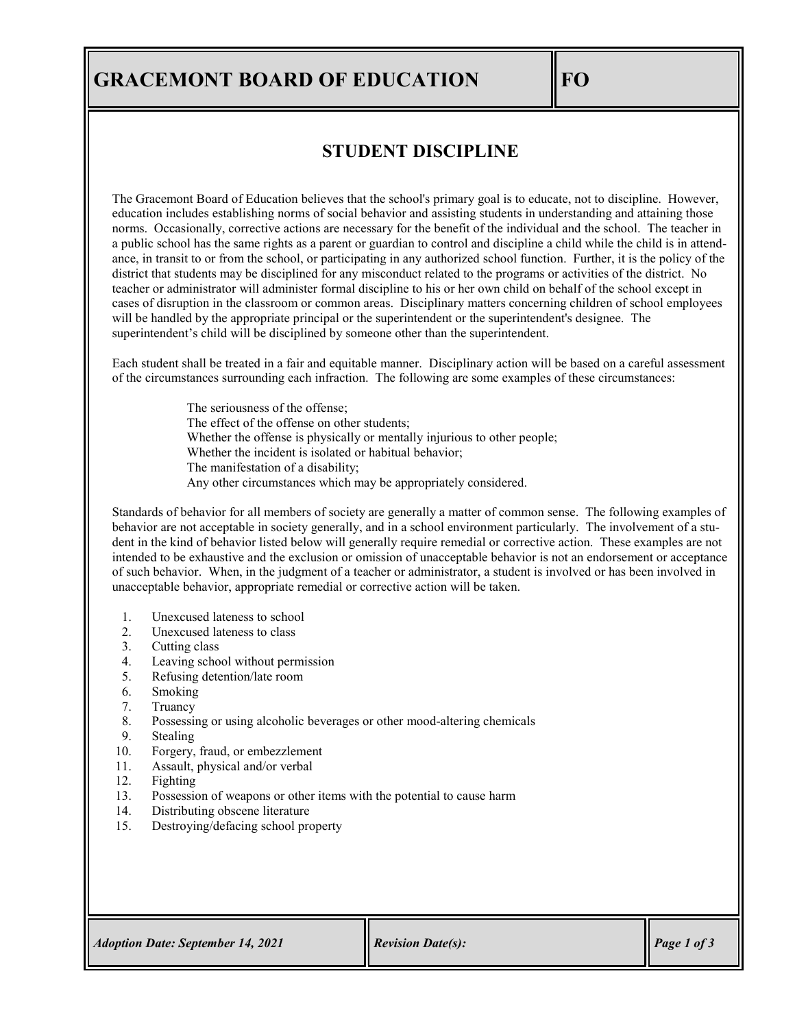# GRACEMONT BOARD OF EDUCATION — FO

## STUDENT DISCIPLINE

The Gracemont Board of Education believes that the school's primary goal is to educate, not to discipline. However, education includes establishing norms of social behavior and assisting students in understanding and attaining those norms. Occasionally, corrective actions are necessary for the benefit of the individual and the school. The teacher in a public school has the same rights as a parent or guardian to control and discipline a child while the child is in attendance, in transit to or from the school, or participating in any authorized school function. Further, it is the policy of the district that students may be disciplined for any misconduct related to the programs or activities of the district. No teacher or administrator will administer formal discipline to his or her own child on behalf of the school except in cases of disruption in the classroom or common areas. Disciplinary matters concerning children of school employees will be handled by the appropriate principal or the superintendent or the superintendent's designee. The superintendent's child will be disciplined by someone other than the superintendent.

Each student shall be treated in a fair and equitable manner. Disciplinary action will be based on a careful assessment of the circumstances surrounding each infraction. The following are some examples of these circumstances:

> The seriousness of the offense;
> The effect of the offense on other students;
> Whether the offense is physically or mentally injurious to other people;
> Whether the incident is isolated or habitual behavior;
> The manifestation of a disability;
> Any other circumstances which may be appropriately considered.

Standards of behavior for all members of society are generally a matter of common sense. The following examples of behavior are not acceptable in society generally, and in a school environment particularly. The involvement of a student in the kind of behavior listed below will generally require remedial or corrective action. These examples are not intended to be exhaustive and the exclusion or omission of unacceptable behavior is not an endorsement or acceptance of such behavior. When, in the judgment of a teacher or administrator, a student is involved or has been involved in unacceptable behavior, appropriate remedial or corrective action will be taken.

1. Unexcused lateness to school
2. Unexcused lateness to class
3. Cutting class
4. Leaving school without permission
5. Refusing detention/late room
6. Smoking
7. Truancy
8. Possessing or using alcoholic beverages or other mood-altering chemicals
9. Stealing
10. Forgery, fraud, or embezzlement
11. Assault, physical and/or verbal
12. Fighting
13. Possession of weapons or other items with the potential to cause harm
14. Distributing obscene literature
15. Destroying/defacing school property

*Adoption Date: September 14, 2021* | *Revision Date(s):*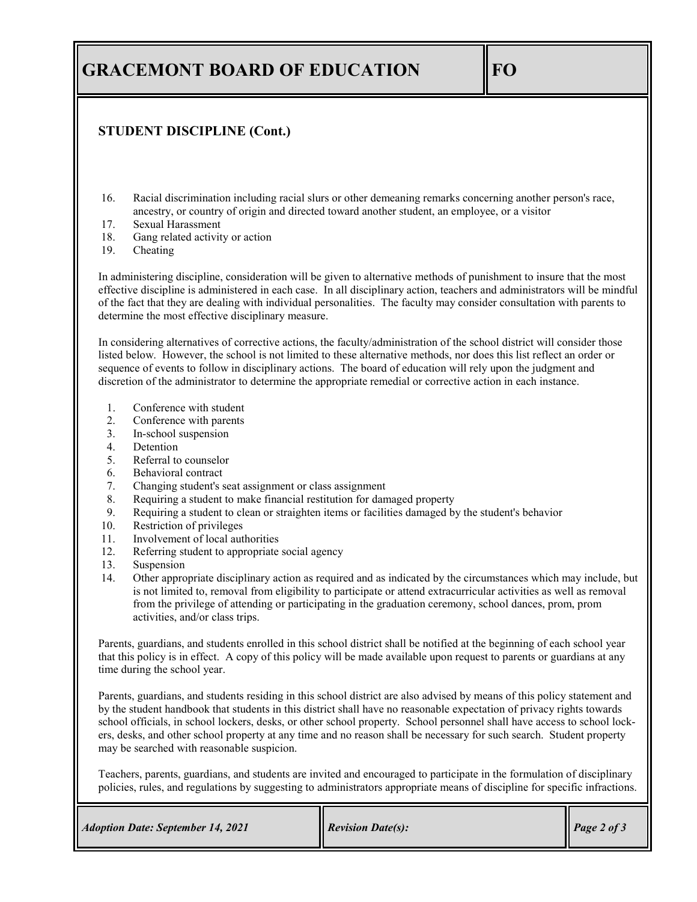## STUDENT DISCIPLINE (Cont.)

16. Racial discrimination including racial slurs or other demeaning remarks concerning another person's race, ancestry, or country of origin and directed toward another student, an employee, or a visitor
17. Sexual Harassment
18. Gang related activity or action
19. Cheating

In administering discipline, consideration will be given to alternative methods of punishment to insure that the most effective discipline is administered in each case. In all disciplinary action, teachers and administrators will be mindful of the fact that they are dealing with individual personalities. The faculty may consider consultation with parents to determine the most effective disciplinary measure.

In considering alternatives of corrective actions, the faculty/administration of the school district will consider those listed below. However, the school is not limited to these alternative methods, nor does this list reflect an order or sequence of events to follow in disciplinary actions. The board of education will rely upon the judgment and discretion of the administrator to determine the appropriate remedial or corrective action in each instance.

1. Conference with student
2. Conference with parents
3. In-school suspension
4. Detention
5. Referral to counselor
6. Behavioral contract
7. Changing student's seat assignment or class assignment
8. Requiring a student to make financial restitution for damaged property
9. Requiring a student to clean or straighten items or facilities damaged by the student's behavior
10. Restriction of privileges
11. Involvement of local authorities
12. Referring student to appropriate social agency
13. Suspension
14. Other appropriate disciplinary action as required and as indicated by the circumstances which may include, but is not limited to, removal from eligibility to participate or attend extracurricular activities as well as removal from the privilege of attending or participating in the graduation ceremony, school dances, prom, prom activities, and/or class trips.

Parents, guardians, and students enrolled in this school district shall be notified at the beginning of each school year that this policy is in effect. A copy of this policy will be made available upon request to parents or guardians at any time during the school year.

Parents, guardians, and students residing in this school district are also advised by means of this policy statement and by the student handbook that students in this district shall have no reasonable expectation of privacy rights towards school officials, in school lockers, desks, or other school property. School personnel shall have access to school lockers, desks, and other school property at any time and no reason shall be necessary for such search. Student property may be searched with reasonable suspicion.

Teachers, parents, guardians, and students are invited and encouraged to participate in the formulation of disciplinary policies, rules, and regulations by suggesting to administrators appropriate means of discipline for specific infractions.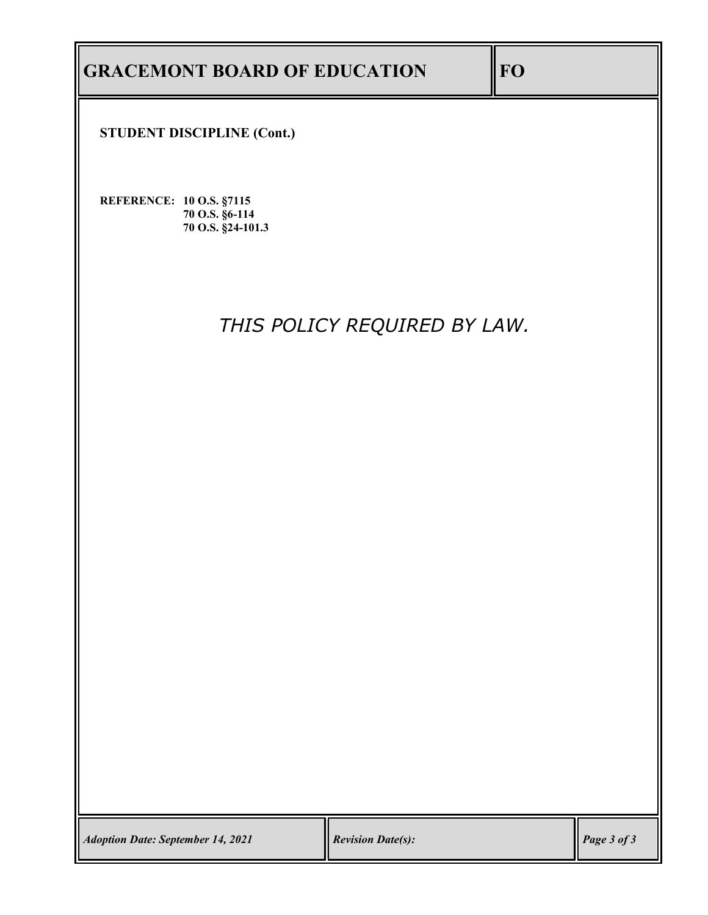**STUDENT DISCIPLINE (Cont.)**

**REFERENCE: 10 O.S. §7115**
**70 O.S. §6-114**
**70 O.S. §24-101.3**

*THIS POLICY REQUIRED BY LAW.*